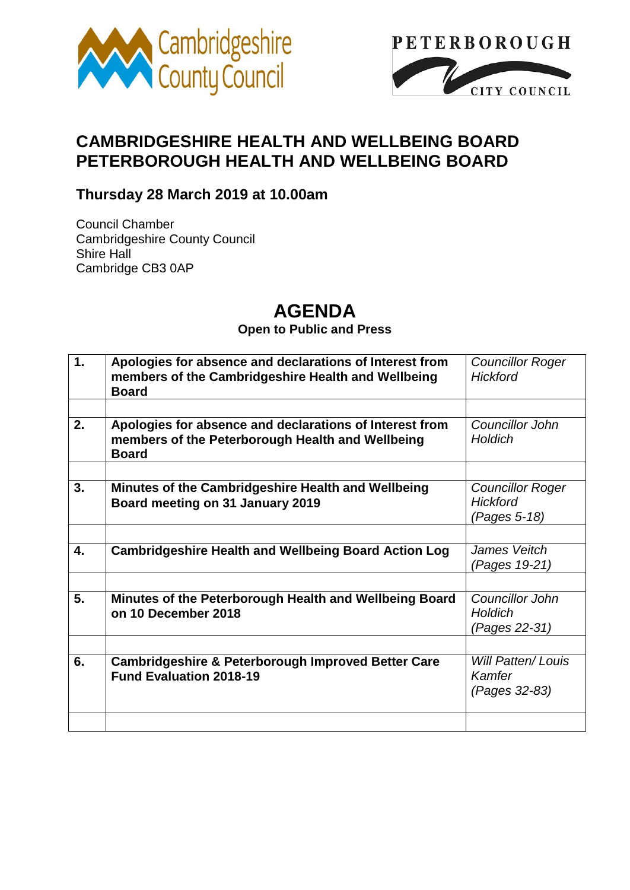Cambridgeshire County Council

PETERBOROUGH CITY COUNCIL

# CAMBRIDGESHIRE HEALTH AND WELLBEING BOARD
# PETERBOROUGH HEALTH AND WELLBEING BOARD

## Thursday 28 March 2019 at 10.00am

Council Chamber
Cambridgeshire County Council
Shire Hall
Cambridge CB3 0AP

# AGENDA

**Open to Public and Press**

| | | |
|---|---|---|
| **1.** | **Apologies for absence and declarations of Interest from members of the Cambridgeshire Health and Wellbeing Board** | *Councillor Roger Hickford* |
| | | |
| **2.** | **Apologies for absence and declarations of Interest from members of the Peterborough Health and Wellbeing Board** | *Councillor John Holdich* |
| | | |
| **3.** | **Minutes of the Cambridgeshire Health and Wellbeing Board meeting on 31 January 2019** | *Councillor Roger Hickford (Pages 5-18)* |
| | | |
| **4.** | **Cambridgeshire Health and Wellbeing Board Action Log** | *James Veitch (Pages 19-21)* |
| | | |
| **5.** | **Minutes of the Peterborough Health and Wellbeing Board on 10 December 2018** | *Councillor John Holdich (Pages 22-31)* |
| | | |
| **6.** | **Cambridgeshire & Peterborough Improved Better Care Fund Evaluation 2018-19** | *Will Patten/ Louis Kamfer (Pages 32-83)* |
| | | |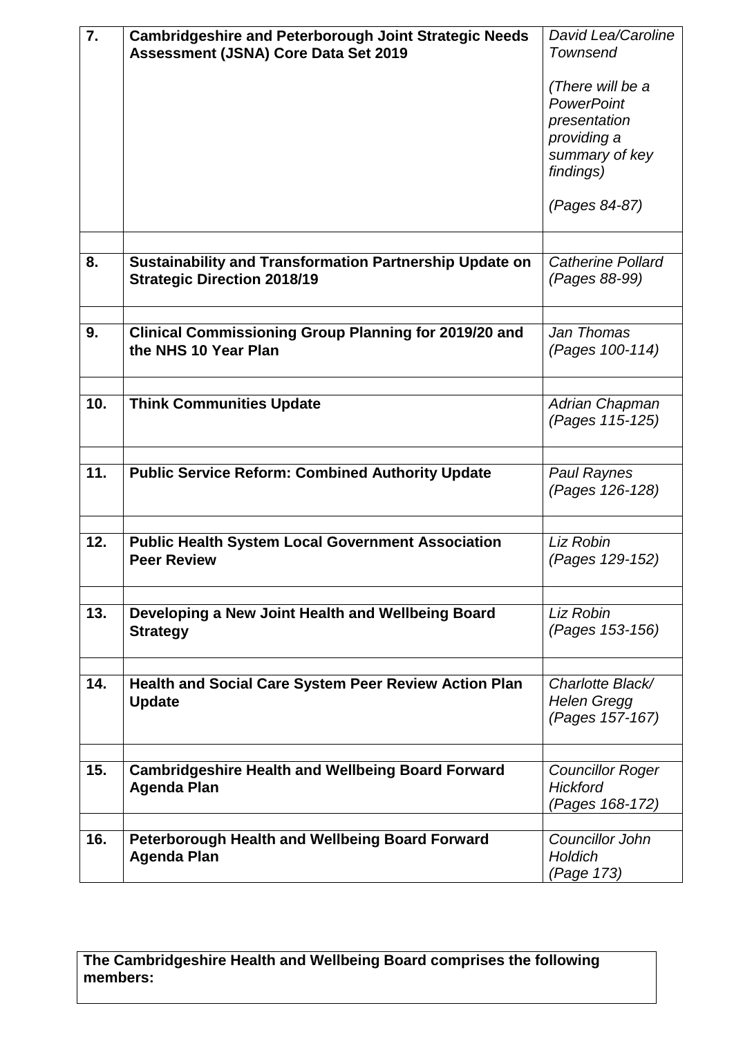| 7. | **Cambridgeshire and Peterborough Joint Strategic Needs Assessment (JSNA) Core Data Set 2019** | *David Lea/Caroline Townsend*<br><br>*(There will be a PowerPoint presentation providing a summary of key findings)*<br><br>*(Pages 84-87)* |
|---|---|---|
| | | |
| 8. | **Sustainability and Transformation Partnership Update on Strategic Direction 2018/19** | *Catherine Pollard (Pages 88-99)* |
| | | |
| 9. | **Clinical Commissioning Group Planning for 2019/20 and the NHS 10 Year Plan** | *Jan Thomas (Pages 100-114)* |
| | | |
| 10. | **Think Communities Update** | *Adrian Chapman (Pages 115-125)* |
| | | |
| 11. | **Public Service Reform: Combined Authority Update** | *Paul Raynes (Pages 126-128)* |
| | | |
| 12. | **Public Health System Local Government Association Peer Review** | *Liz Robin (Pages 129-152)* |
| | | |
| 13. | **Developing a New Joint Health and Wellbeing Board Strategy** | *Liz Robin (Pages 153-156)* |
| | | |
| 14. | **Health and Social Care System Peer Review Action Plan Update** | *Charlotte Black/ Helen Gregg (Pages 157-167)* |
| | | |
| 15. | **Cambridgeshire Health and Wellbeing Board Forward Agenda Plan** | *Councillor Roger Hickford (Pages 168-172)* |
| | | |
| 16. | **Peterborough Health and Wellbeing Board Forward Agenda Plan** | *Councillor John Holdich (Page 173)* |

**The Cambridgeshire Health and Wellbeing Board comprises the following members:**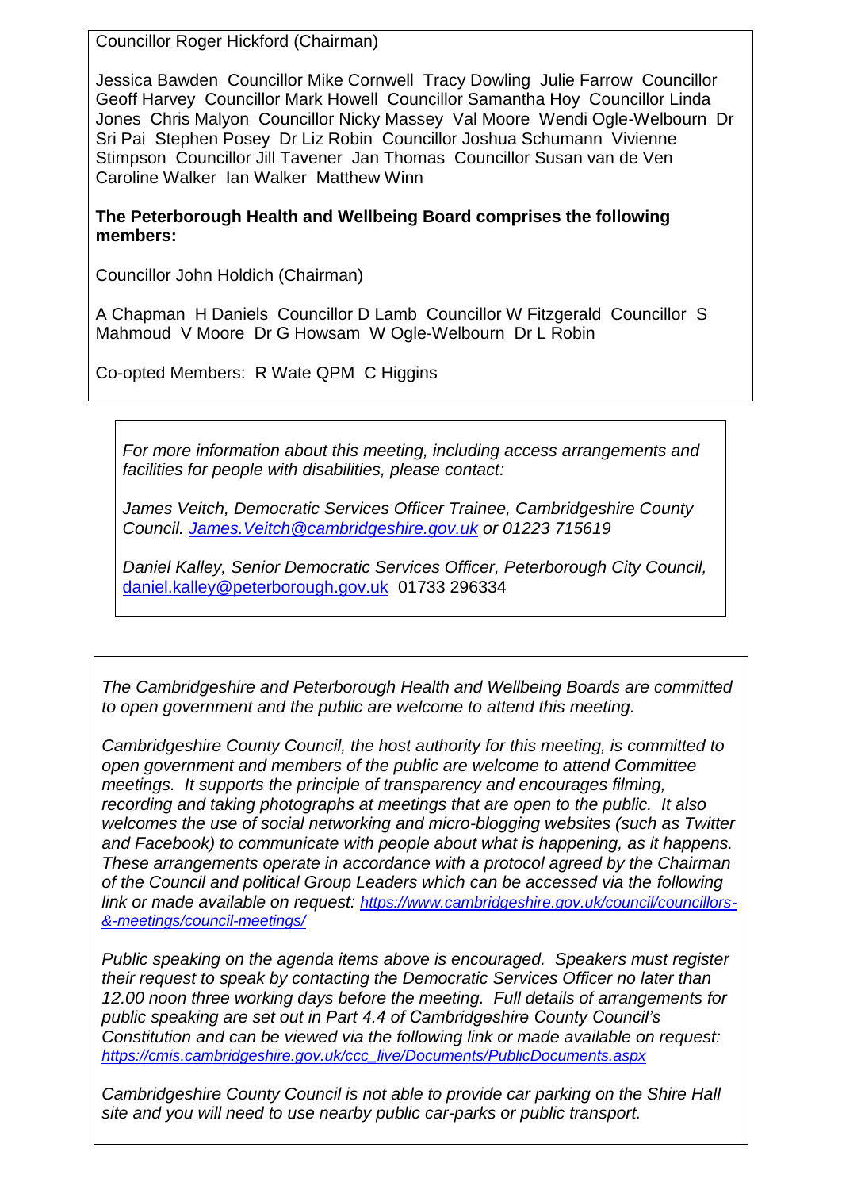Councillor Roger Hickford (Chairman)

Jessica Bawden Councillor Mike Cornwell Tracy Dowling Julie Farrow Councillor Geoff Harvey Councillor Mark Howell Councillor Samantha Hoy Councillor Linda Jones Chris Malyon Councillor Nicky Massey Val Moore Wendi Ogle-Welbourn Dr Sri Pai Stephen Posey Dr Liz Robin Councillor Joshua Schumann Vivienne Stimpson Councillor Jill Tavener Jan Thomas Councillor Susan van de Ven Caroline Walker Ian Walker Matthew Winn

**The Peterborough Health and Wellbeing Board comprises the following members:**

Councillor John Holdich (Chairman)

A Chapman H Daniels Councillor D Lamb Councillor W Fitzgerald Councillor S Mahmoud V Moore Dr G Howsam W Ogle-Welbourn Dr L Robin

Co-opted Members: R Wate QPM C Higgins

*For more information about this meeting, including access arrangements and facilities for people with disabilities, please contact:*

*James Veitch, Democratic Services Officer Trainee, Cambridgeshire County Council. James.Veitch@cambridgeshire.gov.uk or 01223 715619*

*Daniel Kalley, Senior Democratic Services Officer, Peterborough City Council,* daniel.kalley@peterborough.gov.uk 01733 296334

*The Cambridgeshire and Peterborough Health and Wellbeing Boards are committed to open government and the public are welcome to attend this meeting.*

*Cambridgeshire County Council, the host authority for this meeting, is committed to open government and members of the public are welcome to attend Committee meetings. It supports the principle of transparency and encourages filming, recording and taking photographs at meetings that are open to the public. It also welcomes the use of social networking and micro-blogging websites (such as Twitter and Facebook) to communicate with people about what is happening, as it happens. These arrangements operate in accordance with a protocol agreed by the Chairman of the Council and political Group Leaders which can be accessed via the following link or made available on request: https://www.cambridgeshire.gov.uk/council/councillors-&-meetings/council-meetings/*

*Public speaking on the agenda items above is encouraged. Speakers must register their request to speak by contacting the Democratic Services Officer no later than 12.00 noon three working days before the meeting. Full details of arrangements for public speaking are set out in Part 4.4 of Cambridgeshire County Council's Constitution and can be viewed via the following link or made available on request: https://cmis.cambridgeshire.gov.uk/ccc_live/Documents/PublicDocuments.aspx*

*Cambridgeshire County Council is not able to provide car parking on the Shire Hall site and you will need to use nearby public car-parks or public transport.*